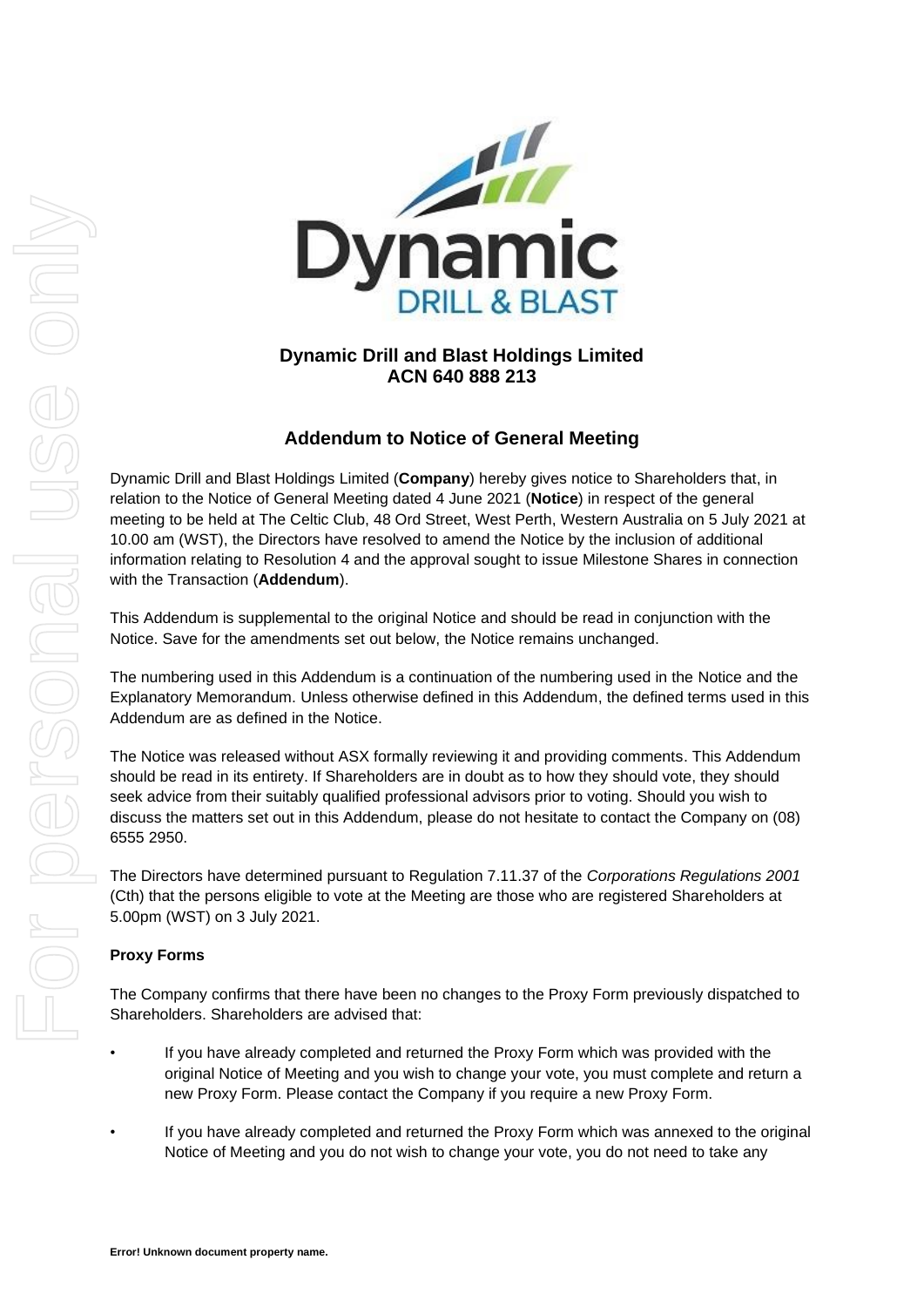# Dynamic Drill and Blast Holdings Limited
# ACN 640 888 213

## Addendum to Notice of General Meeting

Dynamic Drill and Blast Holdings Limited (**Company**) hereby gives notice to Shareholders that, in relation to the Notice of General Meeting dated 4 June 2021 (**Notice**) in respect of the general meeting to be held at The Celtic Club, 48 Ord Street, West Perth, Western Australia on 5 July 2021 at 10.00 am (WST), the Directors have resolved to amend the Notice by the inclusion of additional information relating to Resolution 4 and the approval sought to issue Milestone Shares in connection with the Transaction (**Addendum**).

This Addendum is supplemental to the original Notice and should be read in conjunction with the Notice. Save for the amendments set out below, the Notice remains unchanged.

The numbering used in this Addendum is a continuation of the numbering used in the Notice and the Explanatory Memorandum. Unless otherwise defined in this Addendum, the defined terms used in this Addendum are as defined in the Notice.

The Notice was released without ASX formally reviewing it and providing comments. This Addendum should be read in its entirety. If Shareholders are in doubt as to how they should vote, they should seek advice from their suitably qualified professional advisors prior to voting. Should you wish to discuss the matters set out in this Addendum, please do not hesitate to contact the Company on (08) 6555 2950.

The Directors have determined pursuant to Regulation 7.11.37 of the *Corporations Regulations 2001* (Cth) that the persons eligible to vote at the Meeting are those who are registered Shareholders at 5.00pm (WST) on 3 July 2021.

**Proxy Forms**

The Company confirms that there have been no changes to the Proxy Form previously dispatched to Shareholders. Shareholders are advised that:

- If you have already completed and returned the Proxy Form which was provided with the original Notice of Meeting and you wish to change your vote, you must complete and return a new Proxy Form. Please contact the Company if you require a new Proxy Form.
- If you have already completed and returned the Proxy Form which was annexed to the original Notice of Meeting and you do not wish to change your vote, you do not need to take any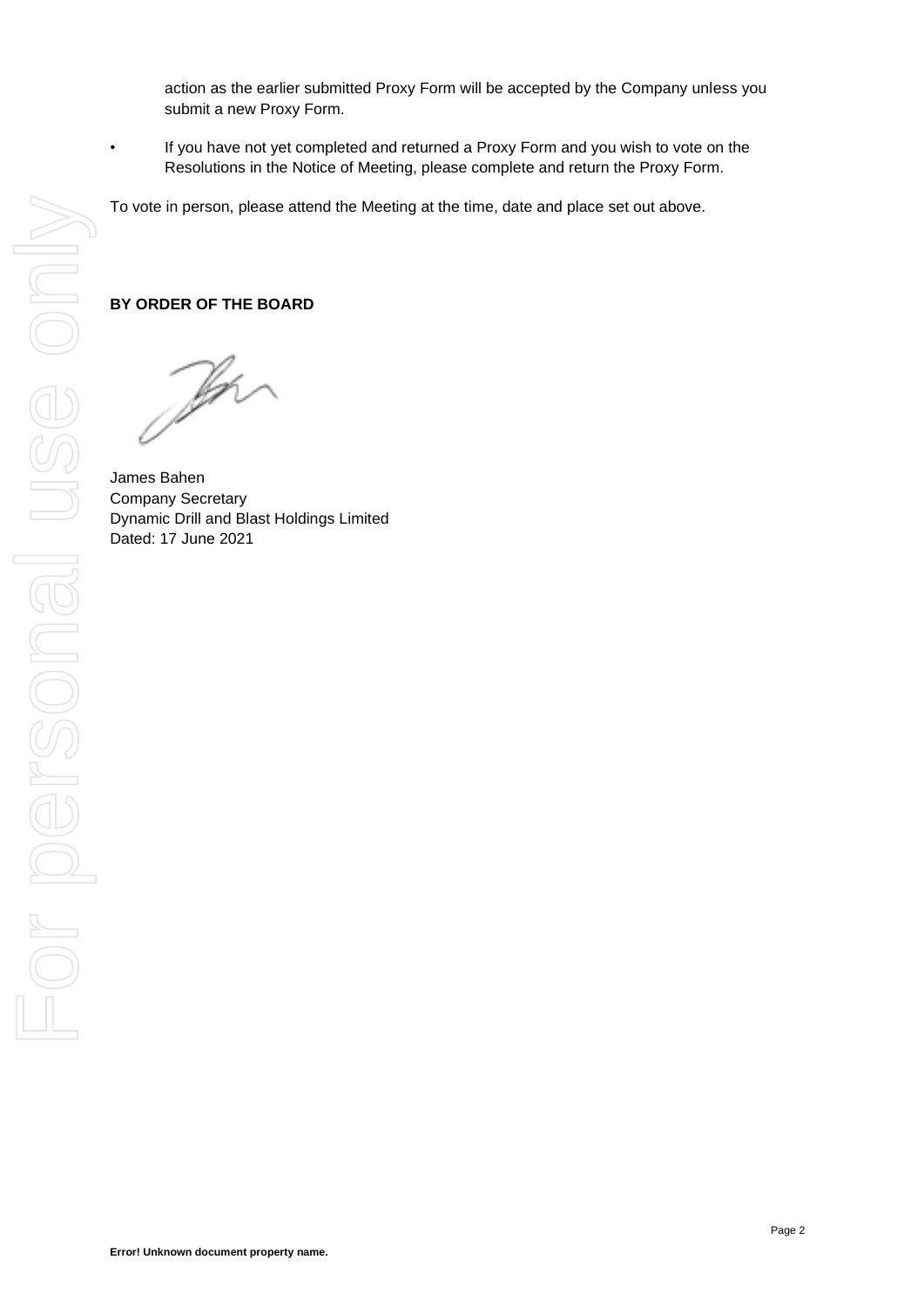action as the earlier submitted Proxy Form will be accepted by the Company unless you submit a new Proxy Form.

- If you have not yet completed and returned a Proxy Form and you wish to vote on the Resolutions in the Notice of Meeting, please complete and return the Proxy Form.

To vote in person, please attend the Meeting at the time, date and place set out above.

**BY ORDER OF THE BOARD**

James Bahen
Company Secretary
Dynamic Drill and Blast Holdings Limited
Dated: 17 June 2021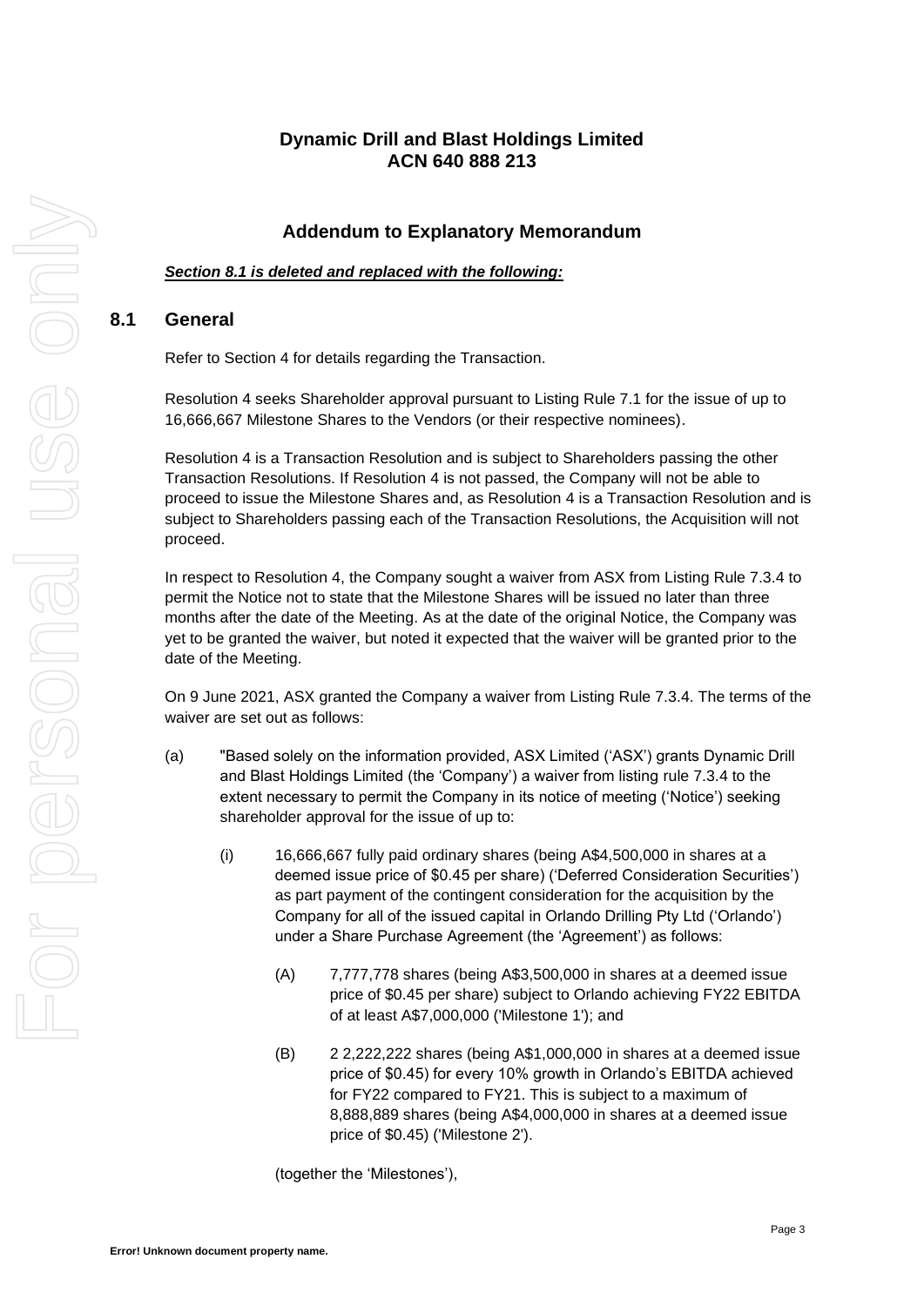**Dynamic Drill and Blast Holdings Limited**
**ACN 640 888 213**

## Addendum to Explanatory Memorandum

***Section 8.1 is deleted and replaced with the following:***

## 8.1 General

Refer to Section 4 for details regarding the Transaction.

Resolution 4 seeks Shareholder approval pursuant to Listing Rule 7.1 for the issue of up to 16,666,667 Milestone Shares to the Vendors (or their respective nominees).

Resolution 4 is a Transaction Resolution and is subject to Shareholders passing the other Transaction Resolutions. If Resolution 4 is not passed, the Company will not be able to proceed to issue the Milestone Shares and, as Resolution 4 is a Transaction Resolution and is subject to Shareholders passing each of the Transaction Resolutions, the Acquisition will not proceed.

In respect to Resolution 4, the Company sought a waiver from ASX from Listing Rule 7.3.4 to permit the Notice not to state that the Milestone Shares will be issued no later than three months after the date of the Meeting. As at the date of the original Notice, the Company was yet to be granted the waiver, but noted it expected that the waiver will be granted prior to the date of the Meeting.

On 9 June 2021, ASX granted the Company a waiver from Listing Rule 7.3.4. The terms of the waiver are set out as follows:

(a) "Based solely on the information provided, ASX Limited ('ASX') grants Dynamic Drill and Blast Holdings Limited (the 'Company') a waiver from listing rule 7.3.4 to the extent necessary to permit the Company in its notice of meeting ('Notice') seeking shareholder approval for the issue of up to:

   (i) 16,666,667 fully paid ordinary shares (being A$4,500,000 in shares at a deemed issue price of $0.45 per share) ('Deferred Consideration Securities') as part payment of the contingent consideration for the acquisition by the Company for all of the issued capital in Orlando Drilling Pty Ltd ('Orlando') under a Share Purchase Agreement (the 'Agreement') as follows:

      (A) 7,777,778 shares (being A$3,500,000 in shares at a deemed issue price of $0.45 per share) subject to Orlando achieving FY22 EBITDA of at least A$7,000,000 ('Milestone 1'); and

      (B) 2 2,222,222 shares (being A$1,000,000 in shares at a deemed issue price of $0.45) for every 10% growth in Orlando's EBITDA achieved for FY22 compared to FY21. This is subject to a maximum of 8,888,889 shares (being A$4,000,000 in shares at a deemed issue price of $0.45) ('Milestone 2').

   (together the 'Milestones'),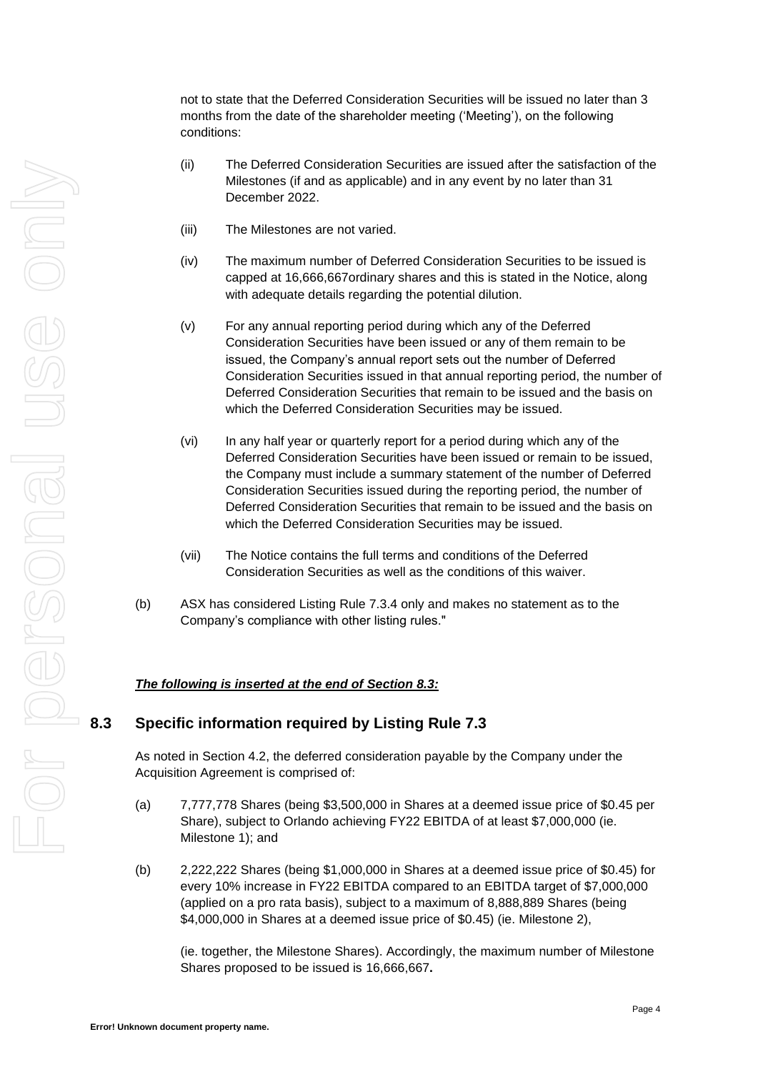not to state that the Deferred Consideration Securities will be issued no later than 3 months from the date of the shareholder meeting ('Meeting'), on the following conditions:

(ii) The Deferred Consideration Securities are issued after the satisfaction of the Milestones (if and as applicable) and in any event by no later than 31 December 2022.

(iii) The Milestones are not varied.

(iv) The maximum number of Deferred Consideration Securities to be issued is capped at 16,666,667ordinary shares and this is stated in the Notice, along with adequate details regarding the potential dilution.

(v) For any annual reporting period during which any of the Deferred Consideration Securities have been issued or any of them remain to be issued, the Company's annual report sets out the number of Deferred Consideration Securities issued in that annual reporting period, the number of Deferred Consideration Securities that remain to be issued and the basis on which the Deferred Consideration Securities may be issued.

(vi) In any half year or quarterly report for a period during which any of the Deferred Consideration Securities have been issued or remain to be issued, the Company must include a summary statement of the number of Deferred Consideration Securities issued during the reporting period, the number of Deferred Consideration Securities that remain to be issued and the basis on which the Deferred Consideration Securities may be issued.

(vii) The Notice contains the full terms and conditions of the Deferred Consideration Securities as well as the conditions of this waiver.

(b) ASX has considered Listing Rule 7.3.4 only and makes no statement as to the Company's compliance with other listing rules."

***The following is inserted at the end of Section 8.3:***

## 8.3 Specific information required by Listing Rule 7.3

As noted in Section 4.2, the deferred consideration payable by the Company under the Acquisition Agreement is comprised of:

(a) 7,777,778 Shares (being $3,500,000 in Shares at a deemed issue price of $0.45 per Share), subject to Orlando achieving FY22 EBITDA of at least $7,000,000 (ie. Milestone 1); and

(b) 2,222,222 Shares (being $1,000,000 in Shares at a deemed issue price of $0.45) for every 10% increase in FY22 EBITDA compared to an EBITDA target of $7,000,000 (applied on a pro rata basis), subject to a maximum of 8,888,889 Shares (being $4,000,000 in Shares at a deemed issue price of $0.45) (ie. Milestone 2),

(ie. together, the Milestone Shares). Accordingly, the maximum number of Milestone Shares proposed to be issued is 16,666,667**.**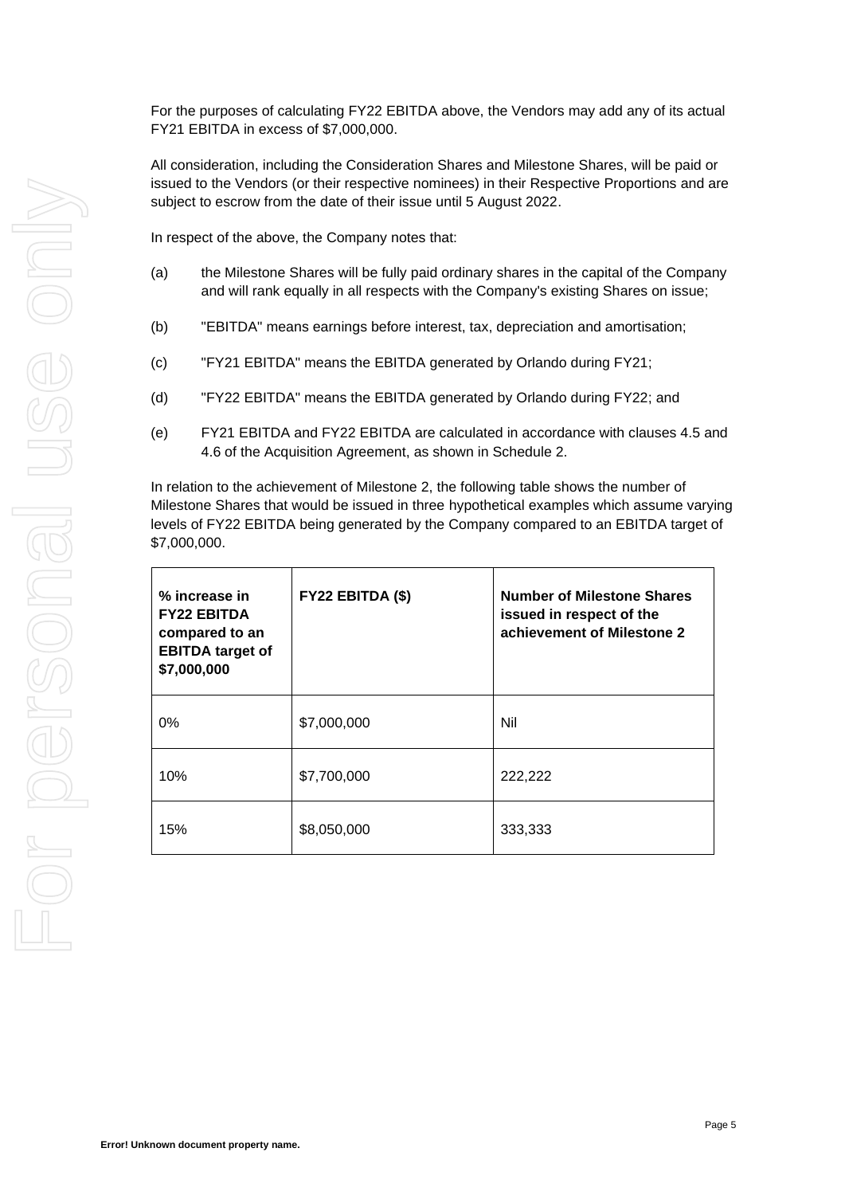For the purposes of calculating FY22 EBITDA above, the Vendors may add any of its actual FY21 EBITDA in excess of $7,000,000.

All consideration, including the Consideration Shares and Milestone Shares, will be paid or issued to the Vendors (or their respective nominees) in their Respective Proportions and are subject to escrow from the date of their issue until 5 August 2022.

In respect of the above, the Company notes that:

(a) the Milestone Shares will be fully paid ordinary shares in the capital of the Company and will rank equally in all respects with the Company's existing Shares on issue;

(b) "EBITDA" means earnings before interest, tax, depreciation and amortisation;

(c) "FY21 EBITDA" means the EBITDA generated by Orlando during FY21;

(d) "FY22 EBITDA" means the EBITDA generated by Orlando during FY22; and

(e) FY21 EBITDA and FY22 EBITDA are calculated in accordance with clauses 4.5 and 4.6 of the Acquisition Agreement, as shown in Schedule 2.

In relation to the achievement of Milestone 2, the following table shows the number of Milestone Shares that would be issued in three hypothetical examples which assume varying levels of FY22 EBITDA being generated by the Company compared to an EBITDA target of $7,000,000.

| % increase in FY22 EBITDA compared to an EBITDA target of $7,000,000 | FY22 EBITDA ($) | Number of Milestone Shares issued in respect of the achievement of Milestone 2 |
|---|---|---|
| 0% | $7,000,000 | Nil |
| 10% | $7,700,000 | 222,222 |
| 15% | $8,050,000 | 333,333 |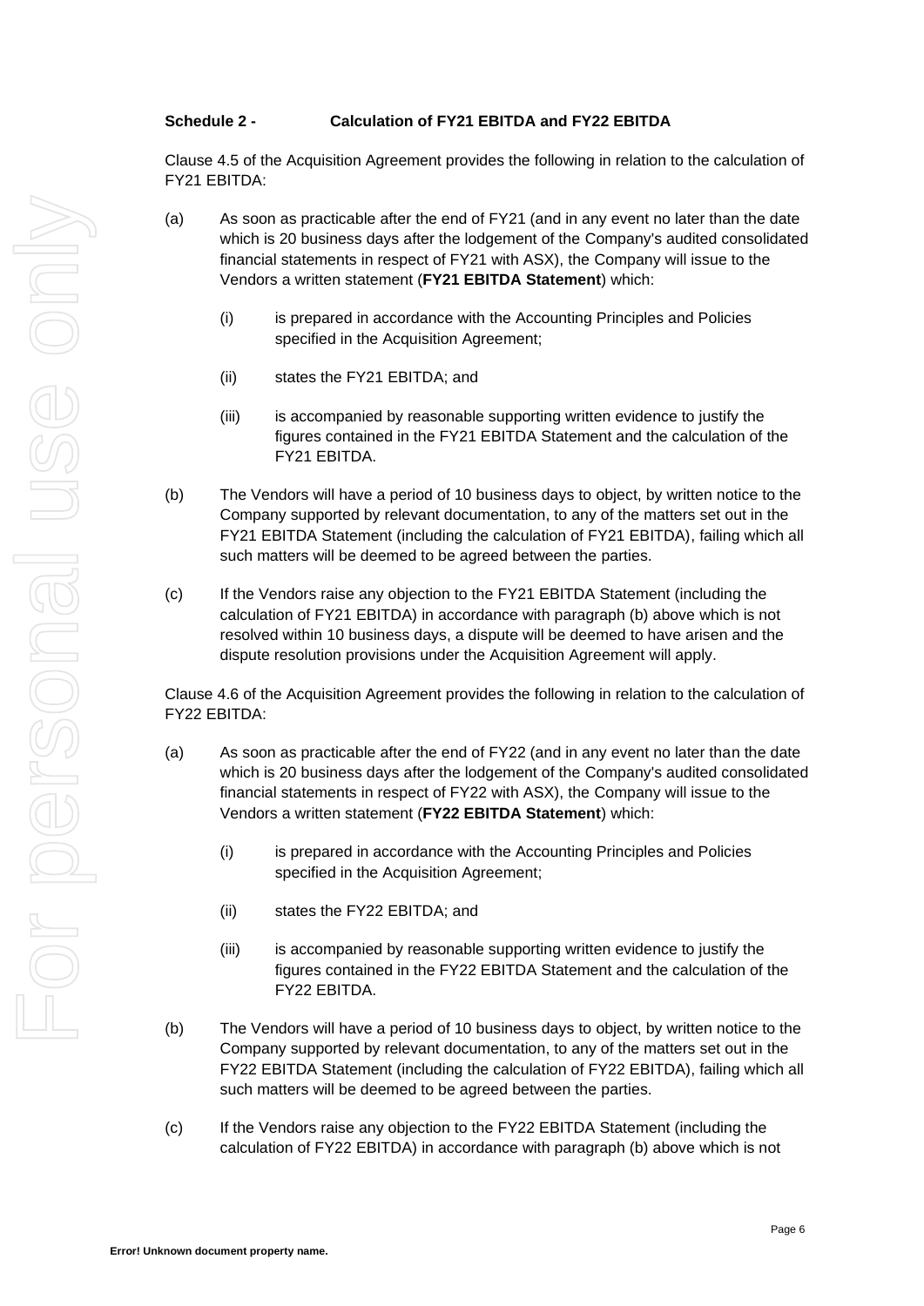**Schedule 2 - Calculation of FY21 EBITDA and FY22 EBITDA**

Clause 4.5 of the Acquisition Agreement provides the following in relation to the calculation of FY21 EBITDA:

(a) As soon as practicable after the end of FY21 (and in any event no later than the date which is 20 business days after the lodgement of the Company's audited consolidated financial statements in respect of FY21 with ASX), the Company will issue to the Vendors a written statement (**FY21 EBITDA Statement**) which:

  (i) is prepared in accordance with the Accounting Principles and Policies specified in the Acquisition Agreement;

  (ii) states the FY21 EBITDA; and

  (iii) is accompanied by reasonable supporting written evidence to justify the figures contained in the FY21 EBITDA Statement and the calculation of the FY21 EBITDA.

(b) The Vendors will have a period of 10 business days to object, by written notice to the Company supported by relevant documentation, to any of the matters set out in the FY21 EBITDA Statement (including the calculation of FY21 EBITDA), failing which all such matters will be deemed to be agreed between the parties.

(c) If the Vendors raise any objection to the FY21 EBITDA Statement (including the calculation of FY21 EBITDA) in accordance with paragraph (b) above which is not resolved within 10 business days, a dispute will be deemed to have arisen and the dispute resolution provisions under the Acquisition Agreement will apply.

Clause 4.6 of the Acquisition Agreement provides the following in relation to the calculation of FY22 EBITDA:

(a) As soon as practicable after the end of FY22 (and in any event no later than the date which is 20 business days after the lodgement of the Company's audited consolidated financial statements in respect of FY22 with ASX), the Company will issue to the Vendors a written statement (**FY22 EBITDA Statement**) which:

  (i) is prepared in accordance with the Accounting Principles and Policies specified in the Acquisition Agreement;

  (ii) states the FY22 EBITDA; and

  (iii) is accompanied by reasonable supporting written evidence to justify the figures contained in the FY22 EBITDA Statement and the calculation of the FY22 EBITDA.

(b) The Vendors will have a period of 10 business days to object, by written notice to the Company supported by relevant documentation, to any of the matters set out in the FY22 EBITDA Statement (including the calculation of FY22 EBITDA), failing which all such matters will be deemed to be agreed between the parties.

(c) If the Vendors raise any objection to the FY22 EBITDA Statement (including the calculation of FY22 EBITDA) in accordance with paragraph (b) above which is not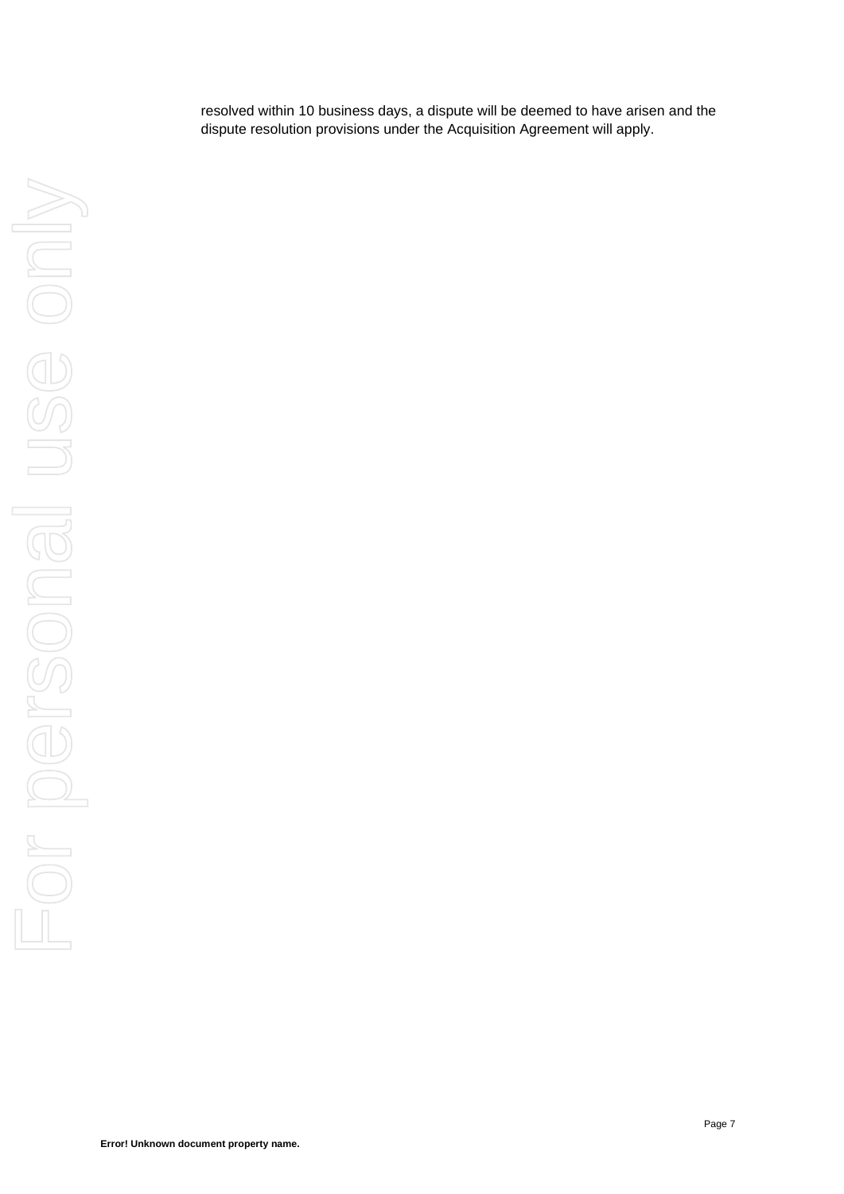resolved within 10 business days, a dispute will be deemed to have arisen and the dispute resolution provisions under the Acquisition Agreement will apply.